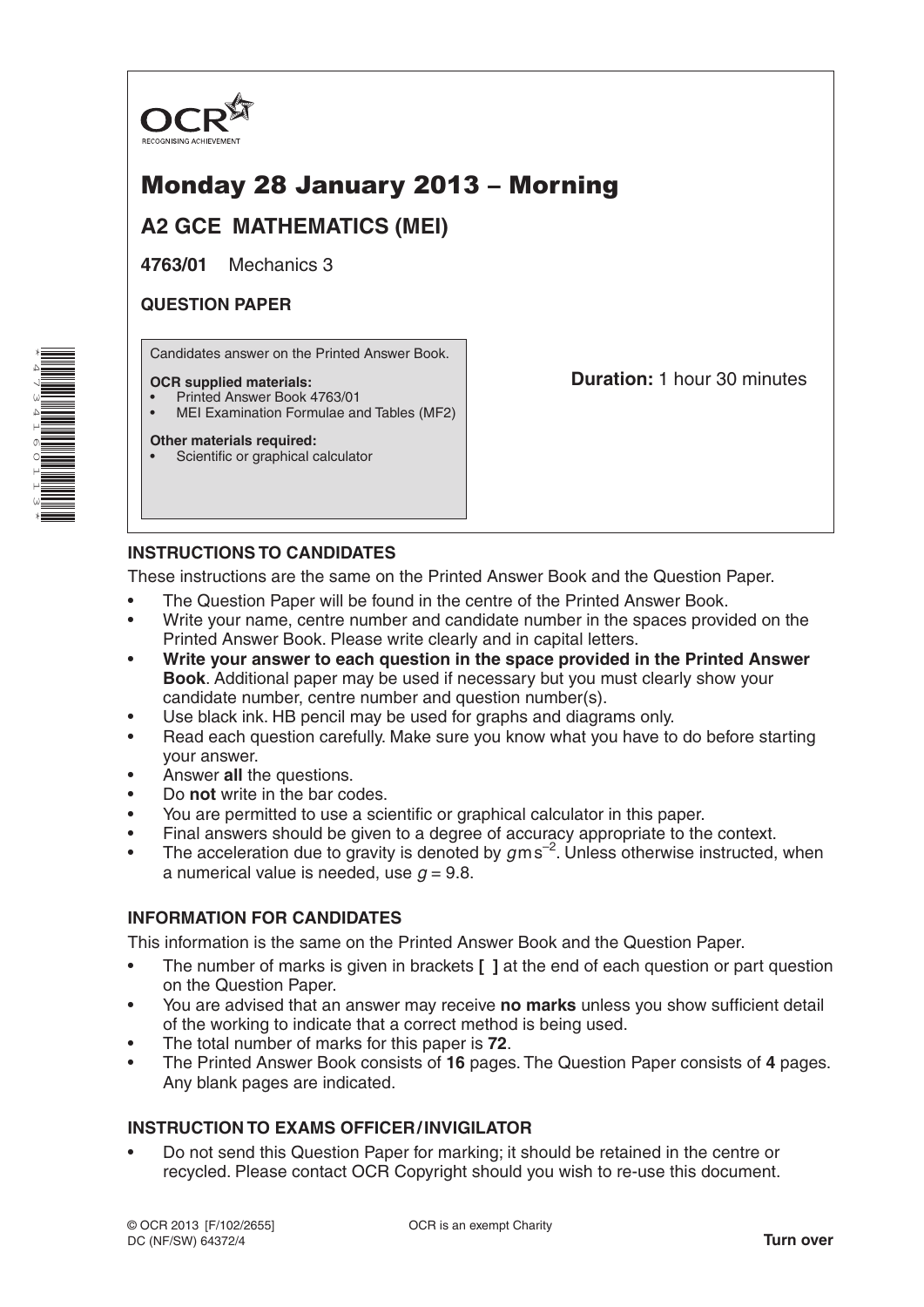OCR
RECOGNISING ACHIEVEMENT

# Monday 28 January 2013 – Morning

## A2 GCE MATHEMATICS (MEI)

**4763/01** Mechanics 3

**QUESTION PAPER**

Candidates answer on the Printed Answer Book.

**OCR supplied materials:**
- Printed Answer Book 4763/01
- MEI Examination Formulae and Tables (MF2)

**Other materials required:**
- Scientific or graphical calculator

**Duration:** 1 hour 30 minutes

### INSTRUCTIONS TO CANDIDATES

These instructions are the same on the Printed Answer Book and the Question Paper.

- The Question Paper will be found in the centre of the Printed Answer Book.
- Write your name, centre number and candidate number in the spaces provided on the Printed Answer Book. Please write clearly and in capital letters.
- **Write your answer to each question in the space provided in the Printed Answer Book**. Additional paper may be used if necessary but you must clearly show your candidate number, centre number and question number(s).
- Use black ink. HB pencil may be used for graphs and diagrams only.
- Read each question carefully. Make sure you know what you have to do before starting your answer.
- Answer **all** the questions.
- Do **not** write in the bar codes.
- You are permitted to use a scientific or graphical calculator in this paper.
- Final answers should be given to a degree of accuracy appropriate to the context.
- The acceleration due to gravity is denoted by $g\,\text{m}\,\text{s}^{-2}$. Unless otherwise instructed, when a numerical value is needed, use $g = 9.8$.

### INFORMATION FOR CANDIDATES

This information is the same on the Printed Answer Book and the Question Paper.

- The number of marks is given in brackets **[ ]** at the end of each question or part question on the Question Paper.
- You are advised that an answer may receive **no marks** unless you show sufficient detail of the working to indicate that a correct method is being used.
- The total number of marks for this paper is **72**.
- The Printed Answer Book consists of **16** pages. The Question Paper consists of **4** pages. Any blank pages are indicated.

### INSTRUCTION TO EXAMS OFFICER / INVIGILATOR

- Do not send this Question Paper for marking; it should be retained in the centre or recycled. Please contact OCR Copyright should you wish to re-use this document.

© OCR 2013 [F/102/2655]
DC (NF/SW) 64372/4

OCR is an exempt Charity

**Turn over**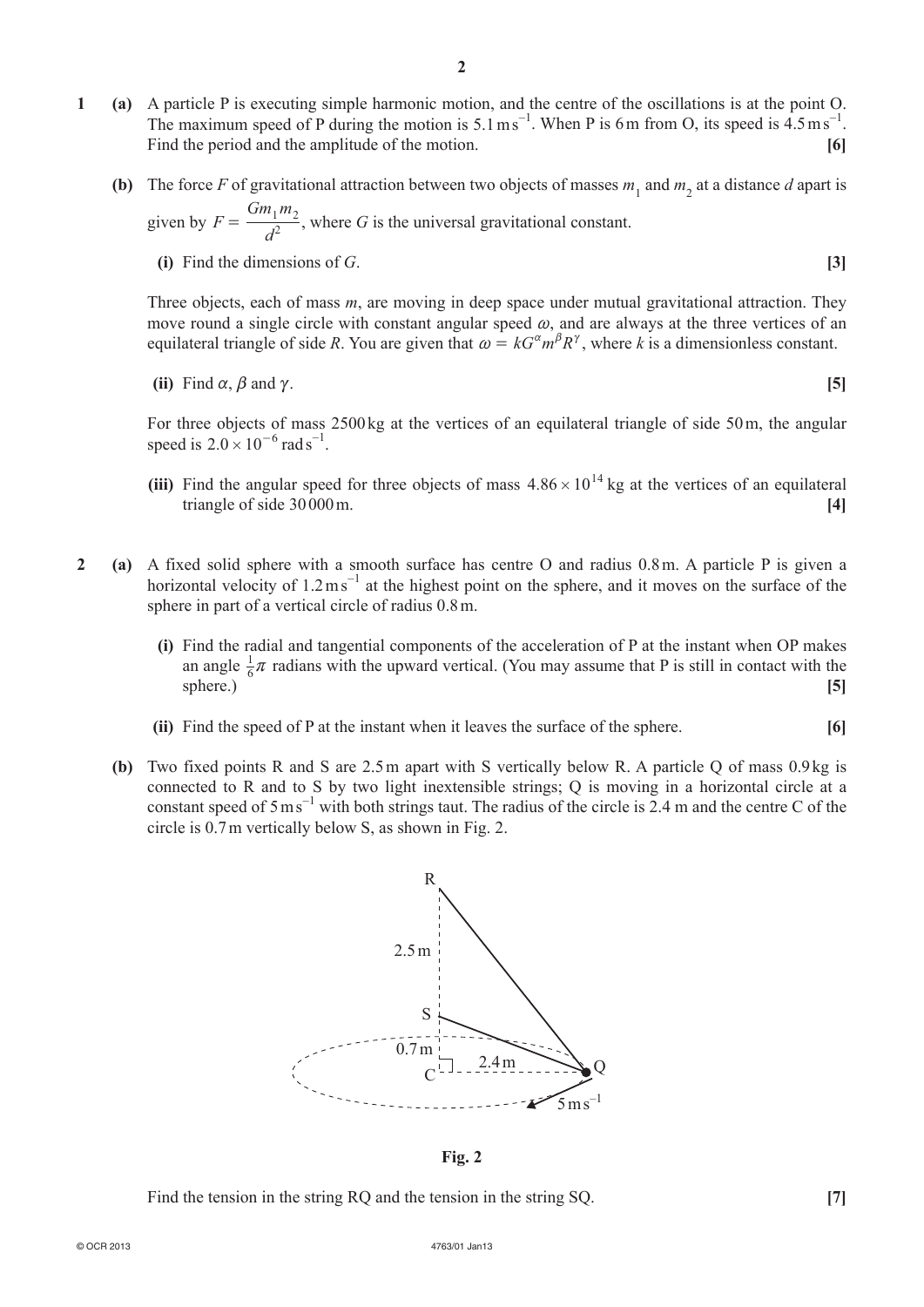**1 (a)** A particle P is executing simple harmonic motion, and the centre of the oscillations is at the point O. The maximum speed of P during the motion is $5.1\,\text{m s}^{-1}$. When P is 6 m from O, its speed is $4.5\,\text{m s}^{-1}$. Find the period and the amplitude of the motion. **[6]**

**(b)** The force $F$ of gravitational attraction between two objects of masses $m_1$ and $m_2$ at a distance $d$ apart is given by $F = \dfrac{Gm_1m_2}{d^2}$, where $G$ is the universal gravitational constant.

**(i)** Find the dimensions of $G$. **[3]**

Three objects, each of mass $m$, are moving in deep space under mutual gravitational attraction. They move round a single circle with constant angular speed $\omega$, and are always at the three vertices of an equilateral triangle of side $R$. You are given that $\omega = kG^{\alpha}m^{\beta}R^{\gamma}$, where $k$ is a dimensionless constant.

**(ii)** Find $\alpha$, $\beta$ and $\gamma$. **[5]**

For three objects of mass 2500 kg at the vertices of an equilateral triangle of side 50 m, the angular speed is $2.0 \times 10^{-6}\,\text{rad s}^{-1}$.

**(iii)** Find the angular speed for three objects of mass $4.86 \times 10^{14}$ kg at the vertices of an equilateral triangle of side 30 000 m. **[4]**

**2 (a)** A fixed solid sphere with a smooth surface has centre O and radius 0.8 m. A particle P is given a horizontal velocity of $1.2\,\text{m s}^{-1}$ at the highest point on the sphere, and it moves on the surface of the sphere in part of a vertical circle of radius 0.8 m.

**(i)** Find the radial and tangential components of the acceleration of P at the instant when OP makes an angle $\frac{1}{6}\pi$ radians with the upward vertical. (You may assume that P is still in contact with the sphere.) **[5]**

**(ii)** Find the speed of P at the instant when it leaves the surface of the sphere. **[6]**

**(b)** Two fixed points R and S are 2.5 m apart with S vertically below R. A particle Q of mass 0.9 kg is connected to R and to S by two light inextensible strings; Q is moving in a horizontal circle at a constant speed of $5\,\text{m s}^{-1}$ with both strings taut. The radius of the circle is 2.4 m and the centre C of the circle is 0.7 m vertically below S, as shown in Fig. 2.

**Fig. 2**

Find the tension in the string RQ and the tension in the string SQ. **[7]**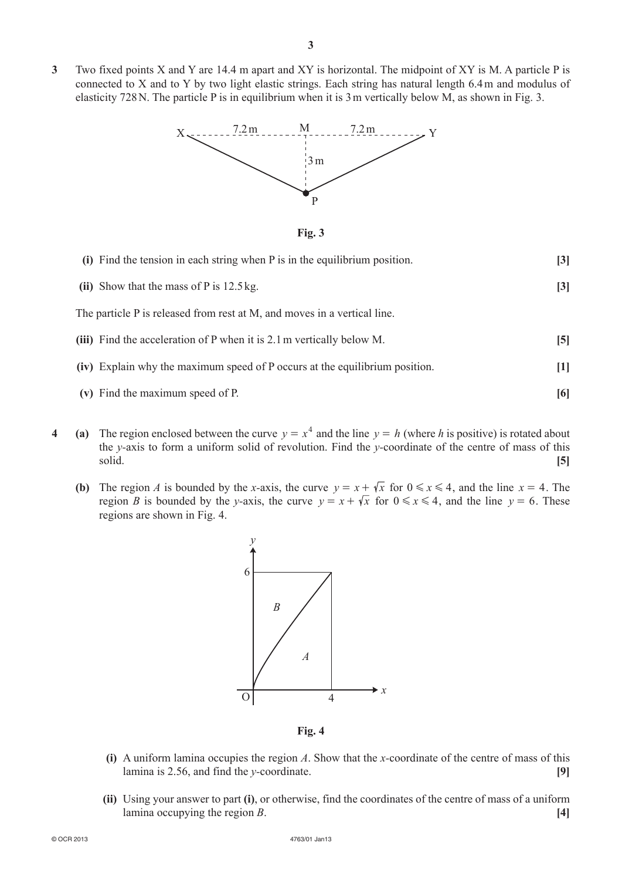**3** Two fixed points X and Y are 14.4 m apart and XY is horizontal. The midpoint of XY is M. A particle P is connected to X and to Y by two light elastic strings. Each string has natural length 6.4 m and modulus of elasticity 728 N. The particle P is in equilibrium when it is 3 m vertically below M, as shown in Fig. 3.

Fig. 3

**(i)** Find the tension in each string when P is in the equilibrium position. **[3]**

**(ii)** Show that the mass of P is 12.5 kg. **[3]**

The particle P is released from rest at M, and moves in a vertical line.

**(iii)** Find the acceleration of P when it is 2.1 m vertically below M. **[5]**

**(iv)** Explain why the maximum speed of P occurs at the equilibrium position. **[1]**

**(v)** Find the maximum speed of P. **[6]**

**4** **(a)** The region enclosed between the curve $y = x^4$ and the line $y = h$ (where $h$ is positive) is rotated about the $y$-axis to form a uniform solid of revolution. Find the $y$-coordinate of the centre of mass of this solid. **[5]**

**(b)** The region $A$ is bounded by the $x$-axis, the curve $y = x + \sqrt{x}$ for $0 \leqslant x \leqslant 4$, and the line $x = 4$. The region $B$ is bounded by the $y$-axis, the curve $y = x + \sqrt{x}$ for $0 \leqslant x \leqslant 4$, and the line $y = 6$. These regions are shown in Fig. 4.

Fig. 4

**(i)** A uniform lamina occupies the region $A$. Show that the $x$-coordinate of the centre of mass of this lamina is 2.56, and find the $y$-coordinate. **[9]**

**(ii)** Using your answer to part **(i)**, or otherwise, find the coordinates of the centre of mass of a uniform lamina occupying the region $B$. **[4]**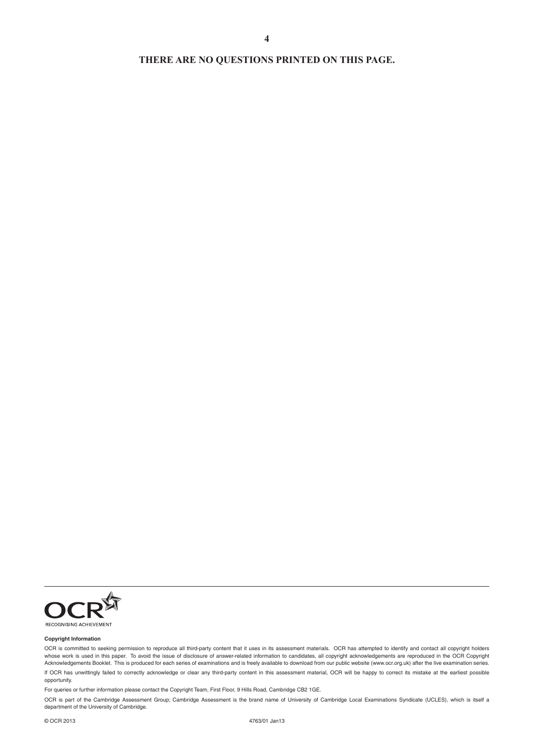**THERE ARE NO QUESTIONS PRINTED ON THIS PAGE.**

RECOGNISING ACHIEVEMENT

**Copyright Information**

OCR is committed to seeking permission to reproduce all third-party content that it uses in its assessment materials. OCR has attempted to identify and contact all copyright holders whose work is used in this paper. To avoid the issue of disclosure of answer-related information to candidates, all copyright acknowledgements are reproduced in the OCR Copyright Acknowledgements Booklet. This is produced for each series of examinations and is freely available to download from our public website (www.ocr.org.uk) after the live examination series.

If OCR has unwittingly failed to correctly acknowledge or clear any third-party content in this assessment material, OCR will be happy to correct its mistake at the earliest possible opportunity.

For queries or further information please contact the Copyright Team, First Floor, 9 Hills Road, Cambridge CB2 1GE.

OCR is part of the Cambridge Assessment Group; Cambridge Assessment is the brand name of University of Cambridge Local Examinations Syndicate (UCLES), which is itself a department of the University of Cambridge.

© OCR 2013 4763/01 Jan13